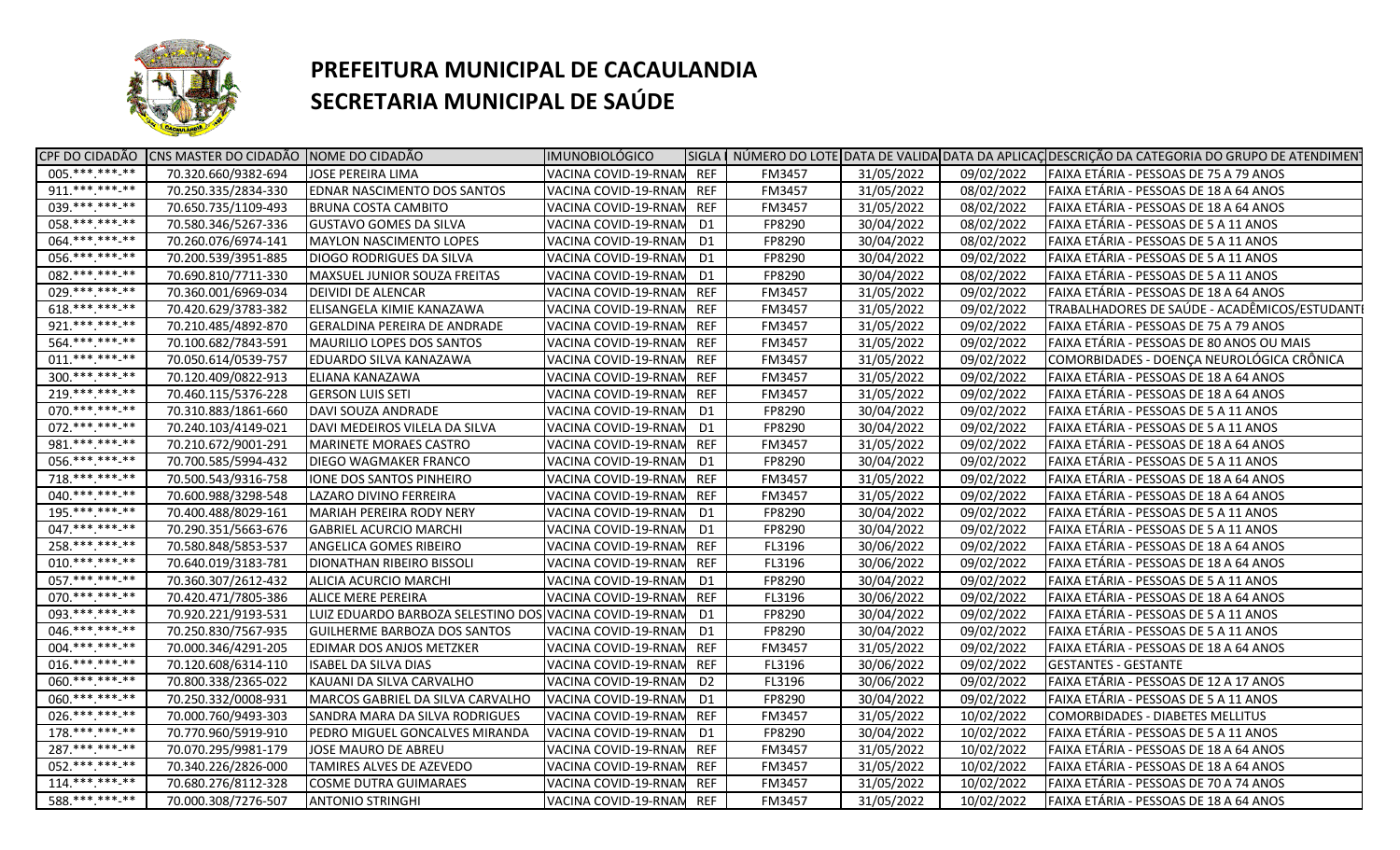# PREFEITURA MUNICIPAL DE CACAULANDIA
# SECRETARIA MUNICIPAL DE SAÚDE

| CPF DO CIDADÃO | CNS MASTER DO CIDADÃO | NOME DO CIDADÃO | IMUNOBIOLÓGICO | SIGLA | NÚMERO DO LOTE | DATA DE VALIDA | DATA DA APLICAÇ | DESCRIÇÃO DA CATEGORIA DO GRUPO DE ATENDIMENT |
|---|---|---|---|---|---|---|---|---|
| 005.***.***-** | 70.320.660/9382-694 | JOSE PEREIRA LIMA | VACINA COVID-19-RNAM | REF | FM3457 | 31/05/2022 | 09/02/2022 | FAIXA ETÁRIA - PESSOAS DE 75 A 79 ANOS |
| 911.***.***-** | 70.250.335/2834-330 | EDNAR NASCIMENTO DOS SANTOS | VACINA COVID-19-RNAM | REF | FM3457 | 31/05/2022 | 08/02/2022 | FAIXA ETÁRIA - PESSOAS DE 18 A 64 ANOS |
| 039.***.***-** | 70.650.735/1109-493 | BRUNA COSTA CAMBITO | VACINA COVID-19-RNAM | REF | FM3457 | 31/05/2022 | 08/02/2022 | FAIXA ETÁRIA - PESSOAS DE 18 A 64 ANOS |
| 058.***.***-** | 70.580.346/5267-336 | GUSTAVO GOMES DA SILVA | VACINA COVID-19-RNAM | D1 | FP8290 | 30/04/2022 | 08/02/2022 | FAIXA ETÁRIA - PESSOAS DE 5 A 11 ANOS |
| 064.***.***-** | 70.260.076/6974-141 | MAYLON NASCIMENTO LOPES | VACINA COVID-19-RNAM | D1 | FP8290 | 30/04/2022 | 08/02/2022 | FAIXA ETÁRIA - PESSOAS DE 5 A 11 ANOS |
| 056.***.***-** | 70.200.539/3951-885 | DIOGO RODRIGUES DA SILVA | VACINA COVID-19-RNAM | D1 | FP8290 | 30/04/2022 | 09/02/2022 | FAIXA ETÁRIA - PESSOAS DE 5 A 11 ANOS |
| 082.***.***-** | 70.690.810/7711-330 | MAXSUEL JUNIOR SOUZA FREITAS | VACINA COVID-19-RNAM | D1 | FP8290 | 30/04/2022 | 08/02/2022 | FAIXA ETÁRIA - PESSOAS DE 5 A 11 ANOS |
| 029.***.***-** | 70.360.001/6969-034 | DEIVIDI DE ALENCAR | VACINA COVID-19-RNAM | REF | FM3457 | 31/05/2022 | 09/02/2022 | FAIXA ETÁRIA - PESSOAS DE 18 A 64 ANOS |
| 618.***.***-** | 70.420.629/3783-382 | ELISANGELA KIMIE KANAZAWA | VACINA COVID-19-RNAM | REF | FM3457 | 31/05/2022 | 09/02/2022 | TRABALHADORES DE SAÚDE - ACADÊMICOS/ESTUDANTI |
| 921.***.***-** | 70.210.485/4892-870 | GERALDINA PEREIRA DE ANDRADE | VACINA COVID-19-RNAM | REF | FM3457 | 31/05/2022 | 09/02/2022 | FAIXA ETÁRIA - PESSOAS DE 75 A 79 ANOS |
| 564.***.***-** | 70.100.682/7843-591 | MAURILIO LOPES DOS SANTOS | VACINA COVID-19-RNAM | REF | FM3457 | 31/05/2022 | 09/02/2022 | FAIXA ETÁRIA - PESSOAS DE 80 ANOS OU MAIS |
| 011.***.***-** | 70.050.614/0539-757 | EDUARDO SILVA KANAZAWA | VACINA COVID-19-RNAM | REF | FM3457 | 31/05/2022 | 09/02/2022 | COMORBIDADES - DOENÇA NEUROLÓGICA CRÔNICA |
| 300.***.***-** | 70.120.409/0822-913 | ELIANA KANAZAWA | VACINA COVID-19-RNAM | REF | FM3457 | 31/05/2022 | 09/02/2022 | FAIXA ETÁRIA - PESSOAS DE 18 A 64 ANOS |
| 219.***.***-** | 70.460.115/5376-228 | GERSON LUIS SETI | VACINA COVID-19-RNAM | REF | FM3457 | 31/05/2022 | 09/02/2022 | FAIXA ETÁRIA - PESSOAS DE 18 A 64 ANOS |
| 070.***.***-** | 70.310.883/1861-660 | DAVI SOUZA ANDRADE | VACINA COVID-19-RNAM | D1 | FP8290 | 30/04/2022 | 09/02/2022 | FAIXA ETÁRIA - PESSOAS DE 5 A 11 ANOS |
| 072.***.***-** | 70.240.103/4149-021 | DAVI MEDEIROS VILELA DA SILVA | VACINA COVID-19-RNAM | D1 | FP8290 | 30/04/2022 | 09/02/2022 | FAIXA ETÁRIA - PESSOAS DE 5 A 11 ANOS |
| 981.***.***-** | 70.210.672/9001-291 | MARINETE MORAES CASTRO | VACINA COVID-19-RNAM | REF | FM3457 | 31/05/2022 | 09/02/2022 | FAIXA ETÁRIA - PESSOAS DE 18 A 64 ANOS |
| 056.***.***-** | 70.700.585/5994-432 | DIEGO WAGMAKER FRANCO | VACINA COVID-19-RNAM | D1 | FP8290 | 30/04/2022 | 09/02/2022 | FAIXA ETÁRIA - PESSOAS DE 5 A 11 ANOS |
| 718.***.***-** | 70.500.543/9316-758 | IONE DOS SANTOS PINHEIRO | VACINA COVID-19-RNAM | REF | FM3457 | 31/05/2022 | 09/02/2022 | FAIXA ETÁRIA - PESSOAS DE 18 A 64 ANOS |
| 040.***.***-** | 70.600.988/3298-548 | LAZARO DIVINO FERREIRA | VACINA COVID-19-RNAM | REF | FM3457 | 31/05/2022 | 09/02/2022 | FAIXA ETÁRIA - PESSOAS DE 18 A 64 ANOS |
| 195.***.***-** | 70.400.488/8029-161 | MARIAH PEREIRA RODY NERY | VACINA COVID-19-RNAM | D1 | FP8290 | 30/04/2022 | 09/02/2022 | FAIXA ETÁRIA - PESSOAS DE 5 A 11 ANOS |
| 047.***.***-** | 70.290.351/5663-676 | GABRIEL ACURCIO MARCHI | VACINA COVID-19-RNAM | D1 | FP8290 | 30/04/2022 | 09/02/2022 | FAIXA ETÁRIA - PESSOAS DE 5 A 11 ANOS |
| 258.***.***-** | 70.580.848/5853-537 | ANGELICA GOMES RIBEIRO | VACINA COVID-19-RNAM | REF | FL3196 | 30/06/2022 | 09/02/2022 | FAIXA ETÁRIA - PESSOAS DE 18 A 64 ANOS |
| 010.***.***-** | 70.640.019/3183-781 | DIONATHAN RIBEIRO BISSOLI | VACINA COVID-19-RNAM | REF | FL3196 | 30/06/2022 | 09/02/2022 | FAIXA ETÁRIA - PESSOAS DE 18 A 64 ANOS |
| 057.***.***-** | 70.360.307/2612-432 | ALICIA ACURCIO MARCHI | VACINA COVID-19-RNAM | D1 | FP8290 | 30/04/2022 | 09/02/2022 | FAIXA ETÁRIA - PESSOAS DE 5 A 11 ANOS |
| 070.***.***-** | 70.420.471/7805-386 | ALICE MERE PEREIRA | VACINA COVID-19-RNAM | REF | FL3196 | 30/06/2022 | 09/02/2022 | FAIXA ETÁRIA - PESSOAS DE 18 A 64 ANOS |
| 093.***.***-** | 70.920.221/9193-531 | LUIZ EDUARDO BARBOZA SELESTINO DOS | VACINA COVID-19-RNAM | D1 | FP8290 | 30/04/2022 | 09/02/2022 | FAIXA ETÁRIA - PESSOAS DE 5 A 11 ANOS |
| 046.***.***-** | 70.250.830/7567-935 | GUILHERME BARBOZA DOS SANTOS | VACINA COVID-19-RNAM | D1 | FP8290 | 30/04/2022 | 09/02/2022 | FAIXA ETÁRIA - PESSOAS DE 5 A 11 ANOS |
| 004.***.***-** | 70.000.346/4291-205 | EDIMAR DOS ANJOS METZKER | VACINA COVID-19-RNAM | REF | FM3457 | 31/05/2022 | 09/02/2022 | FAIXA ETÁRIA - PESSOAS DE 18 A 64 ANOS |
| 016.***.***-** | 70.120.608/6314-110 | ISABEL DA SILVA DIAS | VACINA COVID-19-RNAM | REF | FL3196 | 30/06/2022 | 09/02/2022 | GESTANTES - GESTANTE |
| 060.***.***-** | 70.800.338/2365-022 | KAUANI DA SILVA CARVALHO | VACINA COVID-19-RNAM | D2 | FL3196 | 30/06/2022 | 09/02/2022 | FAIXA ETÁRIA - PESSOAS DE 12 A 17 ANOS |
| 060.***.***-** | 70.250.332/0008-931 | MARCOS GABRIEL DA SILVA CARVALHO | VACINA COVID-19-RNAM | D1 | FP8290 | 30/04/2022 | 09/02/2022 | FAIXA ETÁRIA - PESSOAS DE 5 A 11 ANOS |
| 026.***.***-** | 70.000.760/9493-303 | SANDRA MARA DA SILVA RODRIGUES | VACINA COVID-19-RNAM | REF | FM3457 | 31/05/2022 | 10/02/2022 | COMORBIDADES - DIABETES MELLITUS |
| 178.***.***-** | 70.770.960/5919-910 | PEDRO MIGUEL GONCALVES MIRANDA | VACINA COVID-19-RNAM | D1 | FP8290 | 30/04/2022 | 10/02/2022 | FAIXA ETÁRIA - PESSOAS DE 5 A 11 ANOS |
| 287.***.***-** | 70.070.295/9981-179 | JOSE MAURO DE ABREU | VACINA COVID-19-RNAM | REF | FM3457 | 31/05/2022 | 10/02/2022 | FAIXA ETÁRIA - PESSOAS DE 18 A 64 ANOS |
| 052.***.***-** | 70.340.226/2826-000 | TAMIRES ALVES DE AZEVEDO | VACINA COVID-19-RNAM | REF | FM3457 | 31/05/2022 | 10/02/2022 | FAIXA ETÁRIA - PESSOAS DE 18 A 64 ANOS |
| 114.***.***-** | 70.680.276/8112-328 | COSME DUTRA GUIMARAES | VACINA COVID-19-RNAM | REF | FM3457 | 31/05/2022 | 10/02/2022 | FAIXA ETÁRIA - PESSOAS DE 70 A 74 ANOS |
| 588.***.***-** | 70.000.308/7276-507 | ANTONIO STRINGHI | VACINA COVID-19-RNAM | REF | FM3457 | 31/05/2022 | 10/02/2022 | FAIXA ETÁRIA - PESSOAS DE 18 A 64 ANOS |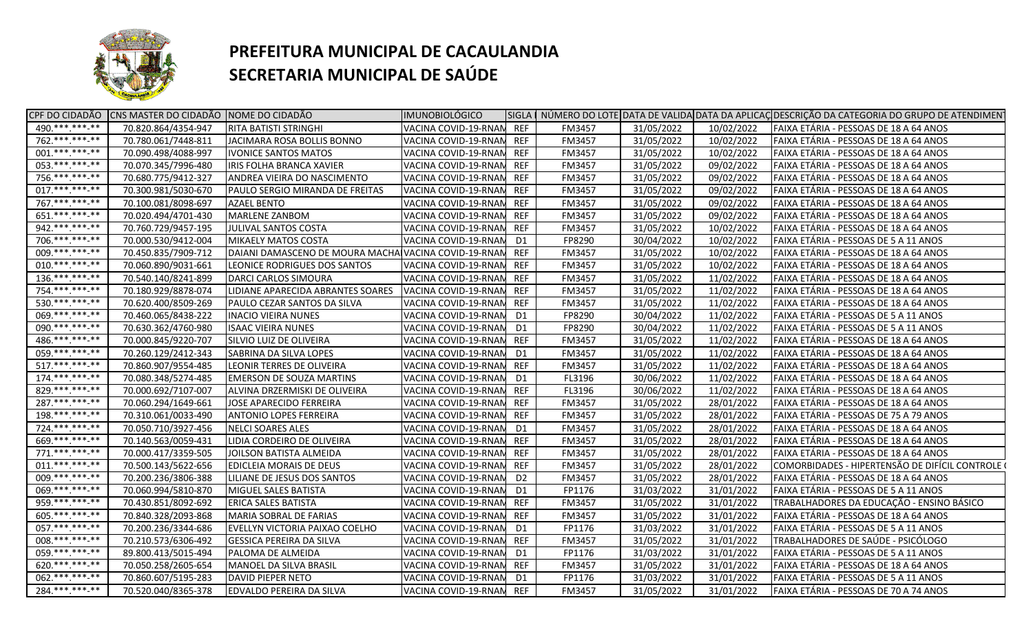# PREFEITURA MUNICIPAL DE CACAULANDIA
# SECRETARIA MUNICIPAL DE SAÚDE

| CPF DO CIDADÃO | CNS MASTER DO CIDADÃO | NOME DO CIDADÃO | IMUNOBIOLÓGICO | SIGLA | NÚMERO DO LOTE | DATA DE VALIDA | DATA DA APLICAÇ | DESCRIÇÃO DA CATEGORIA DO GRUPO DE ATENDIMENT |
|---|---|---|---|---|---|---|---|---|
| 490.***.***-** | 70.820.864/4354-947 | RITA BATISTI STRINGHI | VACINA COVID-19-RNAM | REF | FM3457 | 31/05/2022 | 10/02/2022 | FAIXA ETÁRIA - PESSOAS DE 18 A 64 ANOS |
| 762.***.***-** | 70.780.061/7448-811 | JACIMARA ROSA BOLLIS BONNO | VACINA COVID-19-RNAM | REF | FM3457 | 31/05/2022 | 10/02/2022 | FAIXA ETÁRIA - PESSOAS DE 18 A 64 ANOS |
| 001.***.***-** | 70.090.498/4088-997 | IVONICE SANTOS MATOS | VACINA COVID-19-RNAM | REF | FM3457 | 31/05/2022 | 10/02/2022 | FAIXA ETÁRIA - PESSOAS DE 18 A 64 ANOS |
| 053.***.***-** | 70.070.345/7996-480 | IRIS FOLHA BRANCA XAVIER | VACINA COVID-19-RNAM | REF | FM3457 | 31/05/2022 | 09/02/2022 | FAIXA ETÁRIA - PESSOAS DE 18 A 64 ANOS |
| 756.***.***-** | 70.680.775/9412-327 | ANDREA VIEIRA DO NASCIMENTO | VACINA COVID-19-RNAM | REF | FM3457 | 31/05/2022 | 09/02/2022 | FAIXA ETÁRIA - PESSOAS DE 18 A 64 ANOS |
| 017.***.***-** | 70.300.981/5030-670 | PAULO SERGIO MIRANDA DE FREITAS | VACINA COVID-19-RNAM | REF | FM3457 | 31/05/2022 | 09/02/2022 | FAIXA ETÁRIA - PESSOAS DE 18 A 64 ANOS |
| 767.***.***-** | 70.100.081/8098-697 | AZAEL BENTO | VACINA COVID-19-RNAM | REF | FM3457 | 31/05/2022 | 09/02/2022 | FAIXA ETÁRIA - PESSOAS DE 18 A 64 ANOS |
| 651.***.***-** | 70.020.494/4701-430 | MARLENE ZANBOM | VACINA COVID-19-RNAM | REF | FM3457 | 31/05/2022 | 09/02/2022 | FAIXA ETÁRIA - PESSOAS DE 18 A 64 ANOS |
| 942.***.***-** | 70.760.729/9457-195 | JULIVAL SANTOS COSTA | VACINA COVID-19-RNAM | REF | FM3457 | 31/05/2022 | 10/02/2022 | FAIXA ETÁRIA - PESSOAS DE 18 A 64 ANOS |
| 706.***.***-** | 70.000.530/9412-004 | MIKAELY MATOS COSTA | VACINA COVID-19-RNAM | D1 | FP8290 | 30/04/2022 | 10/02/2022 | FAIXA ETÁRIA - PESSOAS DE 5 A 11 ANOS |
| 009.***.***-** | 70.450.835/7909-712 | DAIANI DAMASCENO DE MOURA MACHA | VACINA COVID-19-RNAM | REF | FM3457 | 31/05/2022 | 10/02/2022 | FAIXA ETÁRIA - PESSOAS DE 18 A 64 ANOS |
| 010.***.***-** | 70.060.890/9031-661 | LEONICE RODRIGUES DOS SANTOS | VACINA COVID-19-RNAM | REF | FM3457 | 31/05/2022 | 10/02/2022 | FAIXA ETÁRIA - PESSOAS DE 18 A 64 ANOS |
| 136.***.***-** | 70.540.140/8241-899 | DARCI CARLOS SIMOURA | VACINA COVID-19-RNAM | REF | FM3457 | 31/05/2022 | 11/02/2022 | FAIXA ETÁRIA - PESSOAS DE 18 A 64 ANOS |
| 754.***.***-** | 70.180.929/8878-074 | LIDIANE APARECIDA ABRANTES SOARES | VACINA COVID-19-RNAM | REF | FM3457 | 31/05/2022 | 11/02/2022 | FAIXA ETÁRIA - PESSOAS DE 18 A 64 ANOS |
| 530.***.***-** | 70.620.400/8509-269 | PAULO CEZAR SANTOS DA SILVA | VACINA COVID-19-RNAM | REF | FM3457 | 31/05/2022 | 11/02/2022 | FAIXA ETÁRIA - PESSOAS DE 18 A 64 ANOS |
| 069.***.***-** | 70.460.065/8438-222 | INACIO VIEIRA NUNES | VACINA COVID-19-RNAM | D1 | FP8290 | 30/04/2022 | 11/02/2022 | FAIXA ETÁRIA - PESSOAS DE 5 A 11 ANOS |
| 090.***.***-** | 70.630.362/4760-980 | ISAAC VIEIRA NUNES | VACINA COVID-19-RNAM | D1 | FP8290 | 30/04/2022 | 11/02/2022 | FAIXA ETÁRIA - PESSOAS DE 5 A 11 ANOS |
| 486.***.***-** | 70.000.845/9220-707 | SILVIO LUIZ DE OLIVEIRA | VACINA COVID-19-RNAM | REF | FM3457 | 31/05/2022 | 11/02/2022 | FAIXA ETÁRIA - PESSOAS DE 18 A 64 ANOS |
| 059.***.***-** | 70.260.129/2412-343 | SABRINA DA SILVA LOPES | VACINA COVID-19-RNAM | D1 | FM3457 | 31/05/2022 | 11/02/2022 | FAIXA ETÁRIA - PESSOAS DE 18 A 64 ANOS |
| 517.***.***-** | 70.860.907/9554-485 | LEONIR TERRES DE OLIVEIRA | VACINA COVID-19-RNAM | REF | FM3457 | 31/05/2022 | 11/02/2022 | FAIXA ETÁRIA - PESSOAS DE 18 A 64 ANOS |
| 174.***.***-** | 70.080.348/5274-485 | EMERSON DE SOUZA MARTINS | VACINA COVID-19-RNAM | D1 | FL3196 | 30/06/2022 | 11/02/2022 | FAIXA ETÁRIA - PESSOAS DE 18 A 64 ANOS |
| 829.***.***-** | 70.000.692/7107-007 | ALVINA DRZERMISKI DE OLIVEIRA | VACINA COVID-19-RNAM | REF | FL3196 | 30/06/2022 | 11/02/2022 | FAIXA ETÁRIA - PESSOAS DE 18 A 64 ANOS |
| 287.***.***-** | 70.060.294/1649-661 | JOSE APARECIDO FERREIRA | VACINA COVID-19-RNAM | REF | FM3457 | 31/05/2022 | 28/01/2022 | FAIXA ETÁRIA - PESSOAS DE 18 A 64 ANOS |
| 198.***.***-** | 70.310.061/0033-490 | ANTONIO LOPES FERREIRA | VACINA COVID-19-RNAM | REF | FM3457 | 31/05/2022 | 28/01/2022 | FAIXA ETÁRIA - PESSOAS DE 75 A 79 ANOS |
| 724.***.***-** | 70.050.710/3927-456 | NELCI SOARES ALES | VACINA COVID-19-RNAM | D1 | FM3457 | 31/05/2022 | 28/01/2022 | FAIXA ETÁRIA - PESSOAS DE 18 A 64 ANOS |
| 669.***.***-** | 70.140.563/0059-431 | LIDIA CORDEIRO DE OLIVEIRA | VACINA COVID-19-RNAM | REF | FM3457 | 31/05/2022 | 28/01/2022 | FAIXA ETÁRIA - PESSOAS DE 18 A 64 ANOS |
| 771.***.***-** | 70.000.417/3359-505 | JOILSON BATISTA ALMEIDA | VACINA COVID-19-RNAM | REF | FM3457 | 31/05/2022 | 28/01/2022 | FAIXA ETÁRIA - PESSOAS DE 18 A 64 ANOS |
| 011.***.***-** | 70.500.143/5622-656 | EDICLEIA MORAIS DE DEUS | VACINA COVID-19-RNAM | REF | FM3457 | 31/05/2022 | 28/01/2022 | COMORBIDADES - HIPERTENSÃO DE DIFÍCIL CONTROLE ( |
| 009.***.***-** | 70.200.236/3806-388 | LILIANE DE JESUS DOS SANTOS | VACINA COVID-19-RNAM | D2 | FM3457 | 31/05/2022 | 28/01/2022 | FAIXA ETÁRIA - PESSOAS DE 18 A 64 ANOS |
| 069.***.***-** | 70.060.994/5810-870 | MIGUEL SALES BATISTA | VACINA COVID-19-RNAM | D1 | FP1176 | 31/03/2022 | 31/01/2022 | FAIXA ETÁRIA - PESSOAS DE 5 A 11 ANOS |
| 959.***.***-** | 70.430.851/8092-692 | ERICA SALES BATISTA | VACINA COVID-19-RNAM | REF | FM3457 | 31/05/2022 | 31/01/2022 | TRABALHADORES DA EDUCAÇÃO - ENSINO BÁSICO |
| 605.***.***-** | 70.840.328/2093-868 | MARIA SOBRAL DE FARIAS | VACINA COVID-19-RNAM | REF | FM3457 | 31/05/2022 | 31/01/2022 | FAIXA ETÁRIA - PESSOAS DE 18 A 64 ANOS |
| 057.***.***-** | 70.200.236/3344-686 | EVELLYN VICTORIA PAIXAO COELHO | VACINA COVID-19-RNAM | D1 | FP1176 | 31/03/2022 | 31/01/2022 | FAIXA ETÁRIA - PESSOAS DE 5 A 11 ANOS |
| 008.***.***-** | 70.210.573/6306-492 | GESSICA PEREIRA DA SILVA | VACINA COVID-19-RNAM | REF | FM3457 | 31/05/2022 | 31/01/2022 | TRABALHADORES DE SAÚDE - PSICÓLOGO |
| 059.***.***-** | 89.800.413/5015-494 | PALOMA DE ALMEIDA | VACINA COVID-19-RNAM | D1 | FP1176 | 31/03/2022 | 31/01/2022 | FAIXA ETÁRIA - PESSOAS DE 5 A 11 ANOS |
| 620.***.***-** | 70.050.258/2605-654 | MANOEL DA SILVA BRASIL | VACINA COVID-19-RNAM | REF | FM3457 | 31/05/2022 | 31/01/2022 | FAIXA ETÁRIA - PESSOAS DE 18 A 64 ANOS |
| 062.***.***-** | 70.860.607/5195-283 | DAVID PIEPER NETO | VACINA COVID-19-RNAM | D1 | FP1176 | 31/03/2022 | 31/01/2022 | FAIXA ETÁRIA - PESSOAS DE 5 A 11 ANOS |
| 284.***.***-** | 70.520.040/8365-378 | EDVALDO PEREIRA DA SILVA | VACINA COVID-19-RNAM | REF | FM3457 | 31/05/2022 | 31/01/2022 | FAIXA ETÁRIA - PESSOAS DE 70 A 74 ANOS |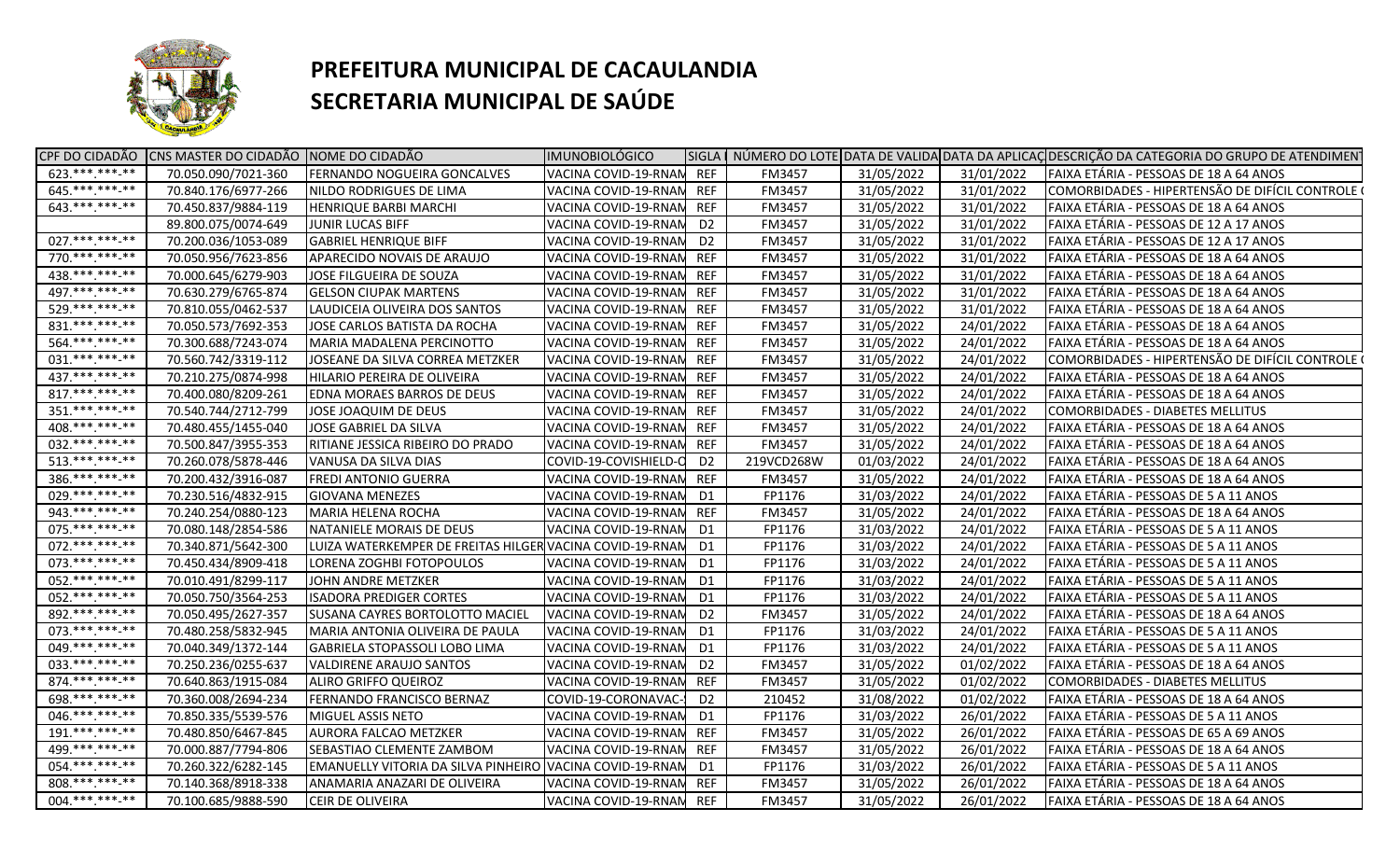# PREFEITURA MUNICIPAL DE CACAULANDIA
# SECRETARIA MUNICIPAL DE SAÚDE

| CPF DO CIDADÃO | CNS MASTER DO CIDADÃO | NOME DO CIDADÃO | IMUNOBIOLÓGICO | SIGLA | NÚMERO DO LOTE | DATA DE VALIDA | DATA DA APLICAÇ | DESCRIÇÃO DA CATEGORIA DO GRUPO DE ATENDIMENT |
|---|---|---|---|---|---|---|---|---|
| 623.***.***-** | 70.050.090/7021-360 | FERNANDO NOGUEIRA GONCALVES | VACINA COVID-19-RNAM | REF | FM3457 | 31/05/2022 | 31/01/2022 | FAIXA ETÁRIA - PESSOAS DE 18 A 64 ANOS |
| 645.***.***-** | 70.840.176/6977-266 | NILDO RODRIGUES DE LIMA | VACINA COVID-19-RNAM | REF | FM3457 | 31/05/2022 | 31/01/2022 | COMORBIDADES - HIPERTENSÃO DE DIFÍCIL CONTROLE ( |
| 643.***.***-** | 70.450.837/9884-119 | HENRIQUE BARBI MARCHI | VACINA COVID-19-RNAM | REF | FM3457 | 31/05/2022 | 31/01/2022 | FAIXA ETÁRIA - PESSOAS DE 18 A 64 ANOS |
| | 89.800.075/0074-649 | JUNIR LUCAS BIFF | VACINA COVID-19-RNAM | D2 | FM3457 | 31/05/2022 | 31/01/2022 | FAIXA ETÁRIA - PESSOAS DE 12 A 17 ANOS |
| 027.***.***-** | 70.200.036/1053-089 | GABRIEL HENRIQUE BIFF | VACINA COVID-19-RNAM | D2 | FM3457 | 31/05/2022 | 31/01/2022 | FAIXA ETÁRIA - PESSOAS DE 12 A 17 ANOS |
| 770.***.***-** | 70.050.956/7623-856 | APARECIDO NOVAIS DE ARAUJO | VACINA COVID-19-RNAM | REF | FM3457 | 31/05/2022 | 31/01/2022 | FAIXA ETÁRIA - PESSOAS DE 18 A 64 ANOS |
| 438.***.***-** | 70.000.645/6279-903 | JOSE FILGUEIRA DE SOUZA | VACINA COVID-19-RNAM | REF | FM3457 | 31/05/2022 | 31/01/2022 | FAIXA ETÁRIA - PESSOAS DE 18 A 64 ANOS |
| 497.***.***-** | 70.630.279/6765-874 | GELSON CIUPAK MARTENS | VACINA COVID-19-RNAM | REF | FM3457 | 31/05/2022 | 31/01/2022 | FAIXA ETÁRIA - PESSOAS DE 18 A 64 ANOS |
| 529.***.***-** | 70.810.055/0462-537 | LAUDICEIA OLIVEIRA DOS SANTOS | VACINA COVID-19-RNAM | REF | FM3457 | 31/05/2022 | 31/01/2022 | FAIXA ETÁRIA - PESSOAS DE 18 A 64 ANOS |
| 831.***.***-** | 70.050.573/7692-353 | JOSE CARLOS BATISTA DA ROCHA | VACINA COVID-19-RNAM | REF | FM3457 | 31/05/2022 | 24/01/2022 | FAIXA ETÁRIA - PESSOAS DE 18 A 64 ANOS |
| 564.***.***-** | 70.300.688/7243-074 | MARIA MADALENA PERCINOTTO | VACINA COVID-19-RNAM | REF | FM3457 | 31/05/2022 | 24/01/2022 | FAIXA ETÁRIA - PESSOAS DE 18 A 64 ANOS |
| 031.***.***-** | 70.560.742/3319-112 | JOSEANE DA SILVA CORREA METZKER | VACINA COVID-19-RNAM | REF | FM3457 | 31/05/2022 | 24/01/2022 | COMORBIDADES - HIPERTENSÃO DE DIFÍCIL CONTROLE ( |
| 437.***.***-** | 70.210.275/0874-998 | HILARIO PEREIRA DE OLIVEIRA | VACINA COVID-19-RNAM | REF | FM3457 | 31/05/2022 | 24/01/2022 | FAIXA ETÁRIA - PESSOAS DE 18 A 64 ANOS |
| 817.***.***-** | 70.400.080/8209-261 | EDNA MORAES BARROS DE DEUS | VACINA COVID-19-RNAM | REF | FM3457 | 31/05/2022 | 24/01/2022 | FAIXA ETÁRIA - PESSOAS DE 18 A 64 ANOS |
| 351.***.***-** | 70.540.744/2712-799 | JOSE JOAQUIM DE DEUS | VACINA COVID-19-RNAM | REF | FM3457 | 31/05/2022 | 24/01/2022 | COMORBIDADES - DIABETES MELLITUS |
| 408.***.***-** | 70.480.455/1455-040 | JOSE GABRIEL DA SILVA | VACINA COVID-19-RNAM | REF | FM3457 | 31/05/2022 | 24/01/2022 | FAIXA ETÁRIA - PESSOAS DE 18 A 64 ANOS |
| 032.***.***-** | 70.500.847/3955-353 | RITIANE JESSICA RIBEIRO DO PRADO | VACINA COVID-19-RNAM | REF | FM3457 | 31/05/2022 | 24/01/2022 | FAIXA ETÁRIA - PESSOAS DE 18 A 64 ANOS |
| 513.***.***-** | 70.260.078/5878-446 | VANUSA DA SILVA DIAS | COVID-19-COVISHIELD-O | D2 | 219VCD268W | 01/03/2022 | 24/01/2022 | FAIXA ETÁRIA - PESSOAS DE 18 A 64 ANOS |
| 386.***.***-** | 70.200.432/3916-087 | FREDI ANTONIO GUERRA | VACINA COVID-19-RNAM | REF | FM3457 | 31/05/2022 | 24/01/2022 | FAIXA ETÁRIA - PESSOAS DE 18 A 64 ANOS |
| 029.***.***-** | 70.230.516/4832-915 | GIOVANA MENEZES | VACINA COVID-19-RNAM | D1 | FP1176 | 31/03/2022 | 24/01/2022 | FAIXA ETÁRIA - PESSOAS DE 5 A 11 ANOS |
| 943.***.***-** | 70.240.254/0880-123 | MARIA HELENA ROCHA | VACINA COVID-19-RNAM | REF | FM3457 | 31/05/2022 | 24/01/2022 | FAIXA ETÁRIA - PESSOAS DE 18 A 64 ANOS |
| 075.***.***-** | 70.080.148/2854-586 | NATANIELE MORAIS DE DEUS | VACINA COVID-19-RNAM | D1 | FP1176 | 31/03/2022 | 24/01/2022 | FAIXA ETÁRIA - PESSOAS DE 5 A 11 ANOS |
| 072.***.***-** | 70.340.871/5642-300 | LUIZA WATERKEMPER DE FREITAS HILGER | VACINA COVID-19-RNAM | D1 | FP1176 | 31/03/2022 | 24/01/2022 | FAIXA ETÁRIA - PESSOAS DE 5 A 11 ANOS |
| 073.***.***-** | 70.450.434/8909-418 | LORENA ZOGHBI FOTOPOULOS | VACINA COVID-19-RNAM | D1 | FP1176 | 31/03/2022 | 24/01/2022 | FAIXA ETÁRIA - PESSOAS DE 5 A 11 ANOS |
| 052.***.***-** | 70.010.491/8299-117 | JOHN ANDRE METZKER | VACINA COVID-19-RNAM | D1 | FP1176 | 31/03/2022 | 24/01/2022 | FAIXA ETÁRIA - PESSOAS DE 5 A 11 ANOS |
| 052.***.***-** | 70.050.750/3564-253 | ISADORA PREDIGER CORTES | VACINA COVID-19-RNAM | D1 | FP1176 | 31/03/2022 | 24/01/2022 | FAIXA ETÁRIA - PESSOAS DE 5 A 11 ANOS |
| 892.***.***-** | 70.050.495/2627-357 | SUSANA CAYRES BORTOLOTTO MACIEL | VACINA COVID-19-RNAM | D2 | FM3457 | 31/05/2022 | 24/01/2022 | FAIXA ETÁRIA - PESSOAS DE 18 A 64 ANOS |
| 073.***.***-** | 70.480.258/5832-945 | MARIA ANTONIA OLIVEIRA DE PAULA | VACINA COVID-19-RNAM | D1 | FP1176 | 31/03/2022 | 24/01/2022 | FAIXA ETÁRIA - PESSOAS DE 5 A 11 ANOS |
| 049.***.***-** | 70.040.349/1372-144 | GABRIELA STOPASSOLI LOBO LIMA | VACINA COVID-19-RNAM | D1 | FP1176 | 31/03/2022 | 24/01/2022 | FAIXA ETÁRIA - PESSOAS DE 5 A 11 ANOS |
| 033.***.***-** | 70.250.236/0255-637 | VALDIRENE ARAUJO SANTOS | VACINA COVID-19-RNAM | D2 | FM3457 | 31/05/2022 | 01/02/2022 | FAIXA ETÁRIA - PESSOAS DE 18 A 64 ANOS |
| 874.***.***-** | 70.640.863/1915-084 | ALIRO GRIFFO QUEIROZ | VACINA COVID-19-RNAM | REF | FM3457 | 31/05/2022 | 01/02/2022 | COMORBIDADES - DIABETES MELLITUS |
| 698.***.***-** | 70.360.008/2694-234 | FERNANDO FRANCISCO BERNAZ | COVID-19-CORONAVAC- | D2 | 210452 | 31/08/2022 | 01/02/2022 | FAIXA ETÁRIA - PESSOAS DE 18 A 64 ANOS |
| 046.***.***-** | 70.850.335/5539-576 | MIGUEL ASSIS NETO | VACINA COVID-19-RNAM | D1 | FP1176 | 31/03/2022 | 26/01/2022 | FAIXA ETÁRIA - PESSOAS DE 5 A 11 ANOS |
| 191.***.***-** | 70.480.850/6467-845 | AURORA FALCAO METZKER | VACINA COVID-19-RNAM | REF | FM3457 | 31/05/2022 | 26/01/2022 | FAIXA ETÁRIA - PESSOAS DE 65 A 69 ANOS |
| 499.***.***-** | 70.000.887/7794-806 | SEBASTIAO CLEMENTE ZAMBOM | VACINA COVID-19-RNAM | REF | FM3457 | 31/05/2022 | 26/01/2022 | FAIXA ETÁRIA - PESSOAS DE 18 A 64 ANOS |
| 054.***.***-** | 70.260.322/6282-145 | EMANUELLY VITORIA DA SILVA PINHEIRO | VACINA COVID-19-RNAM | D1 | FP1176 | 31/03/2022 | 26/01/2022 | FAIXA ETÁRIA - PESSOAS DE 5 A 11 ANOS |
| 808.***.***-** | 70.140.368/8918-338 | ANAMARIA ANAZARI DE OLIVEIRA | VACINA COVID-19-RNAM | REF | FM3457 | 31/05/2022 | 26/01/2022 | FAIXA ETÁRIA - PESSOAS DE 18 A 64 ANOS |
| 004.***.***-** | 70.100.685/9888-590 | CEIR DE OLIVEIRA | VACINA COVID-19-RNAM | REF | FM3457 | 31/05/2022 | 26/01/2022 | FAIXA ETÁRIA - PESSOAS DE 18 A 64 ANOS |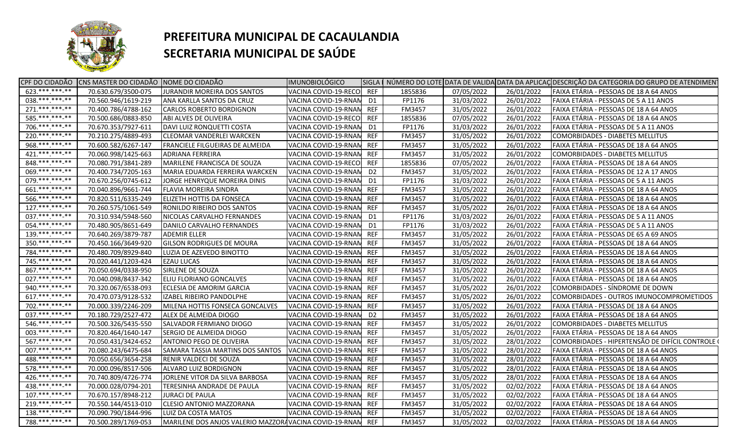# PREFEITURA MUNICIPAL DE CACAULANDIA
# SECRETARIA MUNICIPAL DE SAÚDE

| CPF DO CIDADÃO | CNS MASTER DO CIDADÃO | NOME DO CIDADÃO | IMUNOBIOLÓGICO | SIGLA | NÚMERO DO LOTE | DATA DE VALIDA | DATA DA APLICAÇ | DESCRIÇÃO DA CATEGORIA DO GRUPO DE ATENDIMENT |
|---|---|---|---|---|---|---|---|---|
| 623.***.***-** | 70.630.679/3500-075 | JURANDIR MOREIRA DOS SANTOS | VACINA COVID-19-RECO | REF | 1855836 | 07/05/2022 | 26/01/2022 | FAIXA ETÁRIA - PESSOAS DE 18 A 64 ANOS |
| 038.***.***-** | 70.560.946/1619-219 | ANA KARLLA SANTOS DA CRUZ | VACINA COVID-19-RNAM | D1 | FP1176 | 31/03/2022 | 26/01/2022 | FAIXA ETÁRIA - PESSOAS DE 5 A 11 ANOS |
| 271.***.***-** | 70.400.786/4788-162 | CARLOS ROBERTO BORDIGNON | VACINA COVID-19-RNAM | REF | FM3457 | 31/05/2022 | 26/01/2022 | FAIXA ETÁRIA - PESSOAS DE 18 A 64 ANOS |
| 585.***.***-** | 70.500.686/0883-850 | ABI ALVES DE OLIVEIRA | VACINA COVID-19-RECO | REF | 1855836 | 07/05/2022 | 26/01/2022 | FAIXA ETÁRIA - PESSOAS DE 18 A 64 ANOS |
| 706.***.***-** | 70.670.353/7927-611 | DAVI LUIZ RONQUETTI COSTA | VACINA COVID-19-RNAM | D1 | FP1176 | 31/03/2022 | 26/01/2022 | FAIXA ETÁRIA - PESSOAS DE 5 A 11 ANOS |
| 220.***.***-** | 70.210.275/4889-493 | CLEOMAR VANDERLEI WARCKEN | VACINA COVID-19-RNAM | REF | FM3457 | 31/05/2022 | 26/01/2022 | COMORBIDADES - DIABETES MELLITUS |
| 968.***.***-** | 70.600.582/6267-147 | FRANCIELE FILGUEIRAS DE ALMEIDA | VACINA COVID-19-RNAM | REF | FM3457 | 31/05/2022 | 26/01/2022 | FAIXA ETÁRIA - PESSOAS DE 18 A 64 ANOS |
| 421.***.***-** | 70.060.998/1425-663 | ADRIANA FERREIRA | VACINA COVID-19-RNAM | REF | FM3457 | 31/05/2022 | 26/01/2022 | COMORBIDADES - DIABETES MELLITUS |
| 848.***.***-** | 70.080.791/3841-289 | MARILENE FRANCISCA DE SOUZA | VACINA COVID-19-RECO | REF | 1855836 | 07/05/2022 | 26/01/2022 | FAIXA ETÁRIA - PESSOAS DE 18 A 64 ANOS |
| 069.***.***-** | 70.400.734/7205-163 | MARIA EDUARDA FERREIRA WARCKEN | VACINA COVID-19-RNAM | D2 | FM3457 | 31/05/2022 | 26/01/2022 | FAIXA ETÁRIA - PESSOAS DE 12 A 17 ANOS |
| 079.***.***-** | 70.670.256/0745-612 | JORGE HENRYQUE MOREIRA DINIS | VACINA COVID-19-RNAM | D1 | FP1176 | 31/03/2022 | 26/01/2022 | FAIXA ETÁRIA - PESSOAS DE 5 A 11 ANOS |
| 661.***.***-** | 70.040.896/9661-744 | FLAVIA MOREIRA SINDRA | VACINA COVID-19-RNAM | REF | FM3457 | 31/05/2022 | 26/01/2022 | FAIXA ETÁRIA - PESSOAS DE 18 A 64 ANOS |
| 566.***.***-** | 70.820.511/6335-249 | ELIZETH HOTTIS DA FONSECA | VACINA COVID-19-RNAM | REF | FM3457 | 31/05/2022 | 26/01/2022 | FAIXA ETÁRIA - PESSOAS DE 18 A 64 ANOS |
| 127.***.***-** | 70.260.575/1061-549 | RONILDO RIBEIRO DOS SANTOS | VACINA COVID-19-RNAM | REF | FM3457 | 31/05/2022 | 26/01/2022 | FAIXA ETÁRIA - PESSOAS DE 18 A 64 ANOS |
| 037.***.***-** | 70.310.934/5948-560 | NICOLAS CARVALHO FERNANDES | VACINA COVID-19-RNAM | D1 | FP1176 | 31/03/2022 | 26/01/2022 | FAIXA ETÁRIA - PESSOAS DE 5 A 11 ANOS |
| 054.***.***-** | 70.480.905/8651-649 | DANILO CARVALHO FERNANDES | VACINA COVID-19-RNAM | D1 | FP1176 | 31/03/2022 | 26/01/2022 | FAIXA ETÁRIA - PESSOAS DE 5 A 11 ANOS |
| 139.***.***-** | 70.640.269/3879-787 | ADEMIR ELLER | VACINA COVID-19-RNAM | REF | FM3457 | 31/05/2022 | 26/01/2022 | FAIXA ETÁRIA - PESSOAS DE 65 A 69 ANOS |
| 350.***.***-** | 70.450.166/3649-920 | GILSON RODRIGUES DE MOURA | VACINA COVID-19-RNAM | REF | FM3457 | 31/05/2022 | 26/01/2022 | FAIXA ETÁRIA - PESSOAS DE 18 A 64 ANOS |
| 784.***.***-** | 70.480.709/8929-840 | LUZIA DE AZEVEDO BINOTTO | VACINA COVID-19-RNAM | REF | FM3457 | 31/05/2022 | 26/01/2022 | FAIXA ETÁRIA - PESSOAS DE 18 A 64 ANOS |
| 745.***.***-** | 70.020.441/1203-424 | EZAU LUCAS | VACINA COVID-19-RNAM | REF | FM3457 | 31/05/2022 | 26/01/2022 | FAIXA ETÁRIA - PESSOAS DE 18 A 64 ANOS |
| 867.***.***-** | 70.050.694/0338-950 | SIRLENE DE SOUZA | VACINA COVID-19-RNAM | REF | FM3457 | 31/05/2022 | 26/01/2022 | FAIXA ETÁRIA - PESSOAS DE 18 A 64 ANOS |
| 027.***.***-** | 70.040.098/8437-342 | ELIU FLORIANO GONCALVES | VACINA COVID-19-RNAM | REF | FM3457 | 31/05/2022 | 26/01/2022 | FAIXA ETÁRIA - PESSOAS DE 18 A 64 ANOS |
| 940.***.***-** | 70.320.067/6538-093 | ECLESIA DE AMORIM GARCIA | VACINA COVID-19-RNAM | REF | FM3457 | 31/05/2022 | 26/01/2022 | COMORBIDADES - SÍNDROME DE DOWN |
| 617.***.***-** | 70.470.073/9128-532 | IZABEL RIBEIRO PANDOLPHE | VACINA COVID-19-RNAM | REF | FM3457 | 31/05/2022 | 26/01/2022 | COMORBIDADES - OUTROS IMUNOCOMPROMETIDOS |
| 702.***.***-** | 70.000.339/2246-209 | MILENA HOTTIS FONSECA GONCALVES | VACINA COVID-19-RNAM | REF | FM3457 | 31/05/2022 | 26/01/2022 | FAIXA ETÁRIA - PESSOAS DE 18 A 64 ANOS |
| 037.***.***-** | 70.180.729/2527-472 | ALEX DE ALMEIDA DIOGO | VACINA COVID-19-RNAM | D2 | FM3457 | 31/05/2022 | 26/01/2022 | FAIXA ETÁRIA - PESSOAS DE 18 A 64 ANOS |
| 546.***.***-** | 70.500.326/5435-550 | SALVADOR FERMIANO DIOGO | VACINA COVID-19-RNAM | REF | FM3457 | 31/05/2022 | 26/01/2022 | COMORBIDADES - DIABETES MELLITUS |
| 003.***.***-** | 70.820.464/1640-147 | SERGIO DE ALMEIDA DIOGO | VACINA COVID-19-RNAM | REF | FM3457 | 31/05/2022 | 26/01/2022 | FAIXA ETÁRIA - PESSOAS DE 18 A 64 ANOS |
| 567.***.***-** | 70.050.431/3424-652 | ANTONIO PEGO DE OLIVEIRA | VACINA COVID-19-RNAM | REF | FM3457 | 31/05/2022 | 28/01/2022 | COMORBIDADES - HIPERTENSÃO DE DIFÍCIL CONTROLE ( |
| 007.***.***-** | 70.080.243/6475-684 | SAMARA TASSIA MARTINS DOS SANTOS | VACINA COVID-19-RNAM | REF | FM3457 | 31/05/2022 | 28/01/2022 | FAIXA ETÁRIA - PESSOAS DE 18 A 64 ANOS |
| 488.***.***-** | 70.050.656/3654-258 | RENIR VALDECI DE SOUZA | VACINA COVID-19-RNAM | REF | FM3457 | 31/05/2022 | 28/01/2022 | FAIXA ETÁRIA - PESSOAS DE 18 A 64 ANOS |
| 578.***.***-** | 70.000.096/8517-506 | ALVARO LUIZ BORDIGNON | VACINA COVID-19-RNAM | REF | FM3457 | 31/05/2022 | 28/01/2022 | FAIXA ETÁRIA - PESSOAS DE 18 A 64 ANOS |
| 426.***.***-** | 70.740.809/4726-774 | JORLENE VITOR DA SILVA BARBOSA | VACINA COVID-19-RNAM | REF | FM3457 | 31/05/2022 | 28/01/2022 | FAIXA ETÁRIA - PESSOAS DE 18 A 64 ANOS |
| 438.***.***-** | 70.000.028/0794-201 | TERESINHA ANDRADE DE PAULA | VACINA COVID-19-RNAM | REF | FM3457 | 31/05/2022 | 02/02/2022 | FAIXA ETÁRIA - PESSOAS DE 18 A 64 ANOS |
| 107.***.***-** | 70.670.157/8948-212 | JURACI DE PAULA | VACINA COVID-19-RNAM | REF | FM3457 | 31/05/2022 | 02/02/2022 | FAIXA ETÁRIA - PESSOAS DE 18 A 64 ANOS |
| 219.***.***-** | 70.550.144/4513-010 | CLESIO ANTONIO MAZZORANA | VACINA COVID-19-RNAM | REF | FM3457 | 31/05/2022 | 02/02/2022 | FAIXA ETÁRIA - PESSOAS DE 18 A 64 ANOS |
| 138.***.***-** | 70.090.790/1844-996 | LUIZ DA COSTA MATOS | VACINA COVID-19-RNAM | REF | FM3457 | 31/05/2022 | 02/02/2022 | FAIXA ETÁRIA - PESSOAS DE 18 A 64 ANOS |
| 788.***.***-** | 70.500.289/1769-053 | MARILENE DOS ANJOS VALERIO MAZZORA | VACINA COVID-19-RNAM | REF | FM3457 | 31/05/2022 | 02/02/2022 | FAIXA ETÁRIA - PESSOAS DE 18 A 64 ANOS |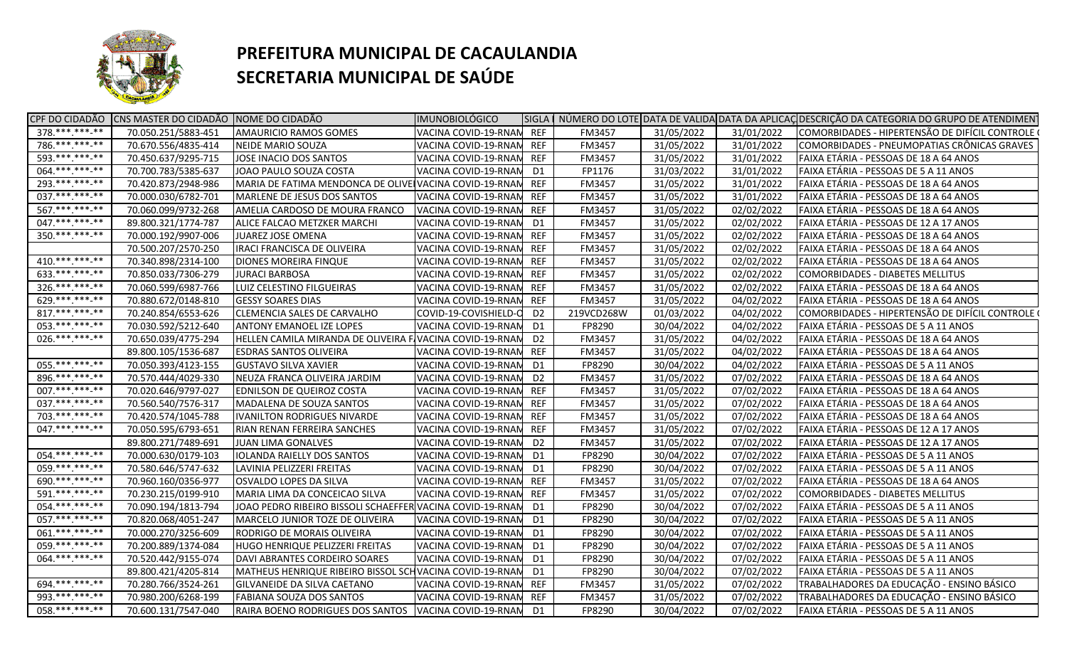# PREFEITURA MUNICIPAL DE CACAULANDIA
# SECRETARIA MUNICIPAL DE SAÚDE

| CPF DO CIDADÃO | CNS MASTER DO CIDADÃO | NOME DO CIDADÃO | IMUNOBIOLÓGICO | SIGLA | NÚMERO DO LOTE | DATA DE VALIDA | DATA DA APLICAÇ | DESCRIÇÃO DA CATEGORIA DO GRUPO DE ATENDIMENT |
|---|---|---|---|---|---|---|---|---|
| 378.***.***-** | 70.050.251/5883-451 | AMAURICIO RAMOS GOMES | VACINA COVID-19-RNAM | REF | FM3457 | 31/05/2022 | 31/01/2022 | COMORBIDADES - HIPERTENSÃO DE DIFÍCIL CONTROLE |
| 786.***.***-** | 70.670.556/4835-414 | NEIDE MARIO SOUZA | VACINA COVID-19-RNAM | REF | FM3457 | 31/05/2022 | 31/01/2022 | COMORBIDADES - PNEUMOPATIAS CRÔNICAS GRAVES |
| 593.***.***-** | 70.450.637/9295-715 | JOSE INACIO DOS SANTOS | VACINA COVID-19-RNAM | REF | FM3457 | 31/05/2022 | 31/01/2022 | FAIXA ETÁRIA - PESSOAS DE 18 A 64 ANOS |
| 064.***.***-** | 70.700.783/5385-637 | JOAO PAULO SOUZA COSTA | VACINA COVID-19-RNAM | D1 | FP1176 | 31/03/2022 | 31/01/2022 | FAIXA ETÁRIA - PESSOAS DE 5 A 11 ANOS |
| 293.***.***-** | 70.420.873/2948-986 | MARIA DE FATIMA MENDONCA DE OLIVEI | VACINA COVID-19-RNAM | REF | FM3457 | 31/05/2022 | 31/01/2022 | FAIXA ETÁRIA - PESSOAS DE 18 A 64 ANOS |
| 037.***.***-** | 70.000.030/6782-701 | MARLENE DE JESUS DOS SANTOS | VACINA COVID-19-RNAM | REF | FM3457 | 31/05/2022 | 31/01/2022 | FAIXA ETÁRIA - PESSOAS DE 18 A 64 ANOS |
| 567.***.***-** | 70.060.099/9732-268 | AMELIA CARDOSO DE MOURA FRANCO | VACINA COVID-19-RNAM | REF | FM3457 | 31/05/2022 | 02/02/2022 | FAIXA ETÁRIA - PESSOAS DE 18 A 64 ANOS |
| 047.***.***-** | 89.800.321/1774-787 | ALICE FALCAO METZKER MARCHI | VACINA COVID-19-RNAM | D1 | FM3457 | 31/05/2022 | 02/02/2022 | FAIXA ETÁRIA - PESSOAS DE 12 A 17 ANOS |
| 350.***.***-** | 70.000.192/9907-006 | JUAREZ JOSE OMENA | VACINA COVID-19-RNAM | REF | FM3457 | 31/05/2022 | 02/02/2022 | FAIXA ETÁRIA - PESSOAS DE 18 A 64 ANOS |
| | 70.500.207/2570-250 | IRACI FRANCISCA DE OLIVEIRA | VACINA COVID-19-RNAM | REF | FM3457 | 31/05/2022 | 02/02/2022 | FAIXA ETÁRIA - PESSOAS DE 18 A 64 ANOS |
| 410.***.***-** | 70.340.898/2314-100 | DIONES MOREIRA FINQUE | VACINA COVID-19-RNAM | REF | FM3457 | 31/05/2022 | 02/02/2022 | FAIXA ETÁRIA - PESSOAS DE 18 A 64 ANOS |
| 633.***.***-** | 70.850.033/7306-279 | JURACI BARBOSA | VACINA COVID-19-RNAM | REF | FM3457 | 31/05/2022 | 02/02/2022 | COMORBIDADES - DIABETES MELLITUS |
| 326.***.***-** | 70.060.599/6987-766 | LUIZ CELESTINO FILGUEIRAS | VACINA COVID-19-RNAM | REF | FM3457 | 31/05/2022 | 02/02/2022 | FAIXA ETÁRIA - PESSOAS DE 18 A 64 ANOS |
| 629.***.***-** | 70.880.672/0148-810 | GESSY SOARES DIAS | VACINA COVID-19-RNAM | REF | FM3457 | 31/05/2022 | 04/02/2022 | FAIXA ETÁRIA - PESSOAS DE 18 A 64 ANOS |
| 817.***.***-** | 70.240.854/6553-626 | CLEMENCIA SALES DE CARVALHO | COVID-19-COVISHIELD-O | D2 | 219VCD268W | 01/03/2022 | 04/02/2022 | COMORBIDADES - HIPERTENSÃO DE DIFÍCIL CONTROLE |
| 053.***.***-** | 70.030.592/5212-640 | ANTONY EMANOEL IZE LOPES | VACINA COVID-19-RNAM | D1 | FP8290 | 30/04/2022 | 04/02/2022 | FAIXA ETÁRIA - PESSOAS DE 5 A 11 ANOS |
| 026.***.***-** | 70.650.039/4775-294 | HELLEN CAMILA MIRANDA DE OLIVEIRA F | VACINA COVID-19-RNAM | D2 | FM3457 | 31/05/2022 | 04/02/2022 | FAIXA ETÁRIA - PESSOAS DE 18 A 64 ANOS |
| | 89.800.105/1536-687 | ESDRAS SANTOS OLIVEIRA | VACINA COVID-19-RNAM | REF | FM3457 | 31/05/2022 | 04/02/2022 | FAIXA ETÁRIA - PESSOAS DE 18 A 64 ANOS |
| 055.***.***-** | 70.050.393/4123-155 | GUSTAVO SILVA XAVIER | VACINA COVID-19-RNAM | D1 | FP8290 | 30/04/2022 | 04/02/2022 | FAIXA ETÁRIA - PESSOAS DE 5 A 11 ANOS |
| 896.***.***-** | 70.570.444/4029-330 | NEUZA FRANCA OLIVEIRA JARDIM | VACINA COVID-19-RNAM | D2 | FM3457 | 31/05/2022 | 07/02/2022 | FAIXA ETÁRIA - PESSOAS DE 18 A 64 ANOS |
| 007.***.***-** | 70.020.646/9797-027 | EDNILSON DE QUEIROZ COSTA | VACINA COVID-19-RNAM | REF | FM3457 | 31/05/2022 | 07/02/2022 | FAIXA ETÁRIA - PESSOAS DE 18 A 64 ANOS |
| 037.***.***-** | 70.560.540/7576-317 | MADALENA DE SOUZA SANTOS | VACINA COVID-19-RNAM | REF | FM3457 | 31/05/2022 | 07/02/2022 | FAIXA ETÁRIA - PESSOAS DE 18 A 64 ANOS |
| 703.***.***-** | 70.420.574/1045-788 | IVANILTON RODRIGUES NIVARDE | VACINA COVID-19-RNAM | REF | FM3457 | 31/05/2022 | 07/02/2022 | FAIXA ETÁRIA - PESSOAS DE 18 A 64 ANOS |
| 047.***.***-** | 70.050.595/6793-651 | RIAN RENAN FERREIRA SANCHES | VACINA COVID-19-RNAM | REF | FM3457 | 31/05/2022 | 07/02/2022 | FAIXA ETÁRIA - PESSOAS DE 12 A 17 ANOS |
| | 89.800.271/7489-691 | JUAN LIMA GONALVES | VACINA COVID-19-RNAM | D2 | FM3457 | 31/05/2022 | 07/02/2022 | FAIXA ETÁRIA - PESSOAS DE 12 A 17 ANOS |
| 054.***.***-** | 70.000.630/0179-103 | IOLANDA RAIELLY DOS SANTOS | VACINA COVID-19-RNAM | D1 | FP8290 | 30/04/2022 | 07/02/2022 | FAIXA ETÁRIA - PESSOAS DE 5 A 11 ANOS |
| 059.***.***-** | 70.580.646/5747-632 | LAVINIA PELIZZERI FREITAS | VACINA COVID-19-RNAM | D1 | FP8290 | 30/04/2022 | 07/02/2022 | FAIXA ETÁRIA - PESSOAS DE 5 A 11 ANOS |
| 690.***.***-** | 70.960.160/0356-977 | OSVALDO LOPES DA SILVA | VACINA COVID-19-RNAM | REF | FM3457 | 31/05/2022 | 07/02/2022 | FAIXA ETÁRIA - PESSOAS DE 18 A 64 ANOS |
| 591.***.***-** | 70.230.215/0199-910 | MARIA LIMA DA CONCEICAO SILVA | VACINA COVID-19-RNAM | REF | FM3457 | 31/05/2022 | 07/02/2022 | COMORBIDADES - DIABETES MELLITUS |
| 054.***.***-** | 70.090.194/1813-794 | JOAO PEDRO RIBEIRO BISSOLI SCHAEFFER | VACINA COVID-19-RNAM | D1 | FP8290 | 30/04/2022 | 07/02/2022 | FAIXA ETÁRIA - PESSOAS DE 5 A 11 ANOS |
| 057.***.***-** | 70.820.068/4051-247 | MARCELO JUNIOR TOZE DE OLIVEIRA | VACINA COVID-19-RNAM | D1 | FP8290 | 30/04/2022 | 07/02/2022 | FAIXA ETÁRIA - PESSOAS DE 5 A 11 ANOS |
| 061.***.***-** | 70.000.270/3256-609 | RODRIGO DE MORAIS OLIVEIRA | VACINA COVID-19-RNAM | D1 | FP8290 | 30/04/2022 | 07/02/2022 | FAIXA ETÁRIA - PESSOAS DE 5 A 11 ANOS |
| 059.***.***-** | 70.200.889/1374-084 | HUGO HENRIQUE PELIZZERI FREITAS | VACINA COVID-19-RNAM | D1 | FP8290 | 30/04/2022 | 07/02/2022 | FAIXA ETÁRIA - PESSOAS DE 5 A 11 ANOS |
| 064.***.***-** | 70.520.442/9155-074 | DAVI ABRANTES CORDEIRO SOARES | VACINA COVID-19-RNAM | D1 | FP8290 | 30/04/2022 | 07/02/2022 | FAIXA ETÁRIA - PESSOAS DE 5 A 11 ANOS |
| | 89.800.421/4205-814 | MATHEUS HENRIQUE RIBEIRO BISSOL SCH | VACINA COVID-19-RNAM | D1 | FP8290 | 30/04/2022 | 07/02/2022 | FAIXA ETÁRIA - PESSOAS DE 5 A 11 ANOS |
| 694.***.***-** | 70.280.766/3524-261 | GILVANEIDE DA SILVA CAETANO | VACINA COVID-19-RNAM | REF | FM3457 | 31/05/2022 | 07/02/2022 | TRABALHADORES DA EDUCAÇÃO - ENSINO BÁSICO |
| 993.***.***-** | 70.980.200/6268-199 | FABIANA SOUZA DOS SANTOS | VACINA COVID-19-RNAM | REF | FM3457 | 31/05/2022 | 07/02/2022 | TRABALHADORES DA EDUCAÇÃO - ENSINO BÁSICO |
| 058.***.***-** | 70.600.131/7547-040 | RAIRA BOENO RODRIGUES DOS SANTOS | VACINA COVID-19-RNAM | D1 | FP8290 | 30/04/2022 | 07/02/2022 | FAIXA ETÁRIA - PESSOAS DE 5 A 11 ANOS |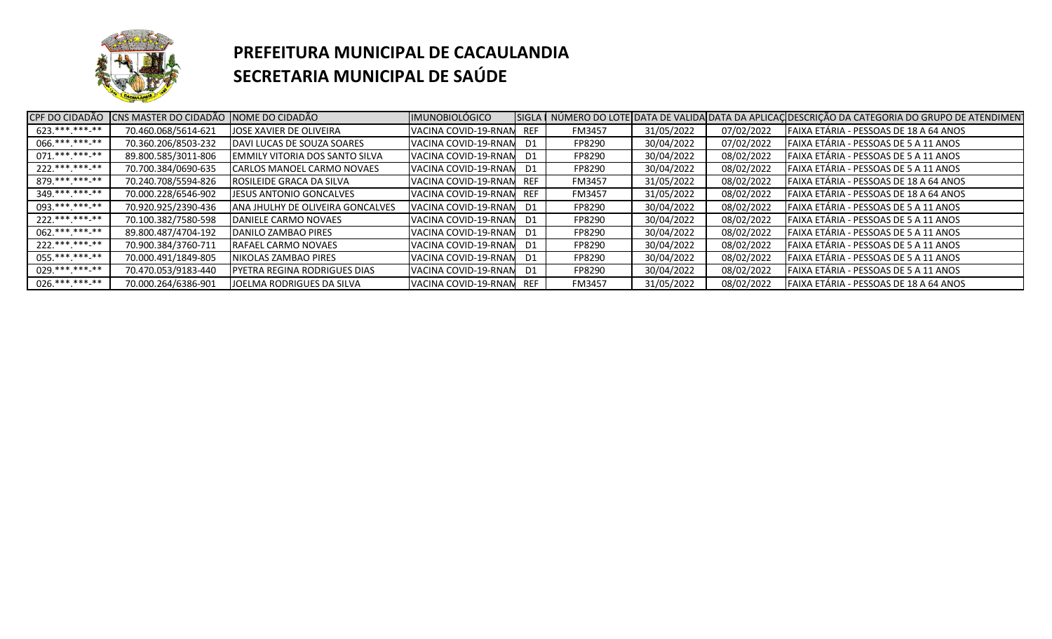# PREFEITURA MUNICIPAL DE CACAULANDIA

# SECRETARIA MUNICIPAL DE SAÚDE

| CPF DO CIDADÃO | CNS MASTER DO CIDADÃO | NOME DO CIDADÃO | IMUNOBIOLÓGICO | SIGLA | NÚMERO DO LOTE | DATA DE VALIDA | DATA DA APLICAÇ | DESCRIÇÃO DA CATEGORIA DO GRUPO DE ATENDIMENT |
|---|---|---|---|---|---|---|---|---|
| 623.***.***-** | 70.460.068/5614-621 | JOSE XAVIER DE OLIVEIRA | VACINA COVID-19-RNAM | REF | FM3457 | 31/05/2022 | 07/02/2022 | FAIXA ETÁRIA - PESSOAS DE 18 A 64 ANOS |
| 066.***.***-** | 70.360.206/8503-232 | DAVI LUCAS DE SOUZA SOARES | VACINA COVID-19-RNAM | D1 | FP8290 | 30/04/2022 | 07/02/2022 | FAIXA ETÁRIA - PESSOAS DE 5 A 11 ANOS |
| 071.***.***-** | 89.800.585/3011-806 | EMMILY VITORIA DOS SANTO SILVA | VACINA COVID-19-RNAM | D1 | FP8290 | 30/04/2022 | 08/02/2022 | FAIXA ETÁRIA - PESSOAS DE 5 A 11 ANOS |
| 222.***.***-** | 70.700.384/0690-635 | CARLOS MANOEL CARMO NOVAES | VACINA COVID-19-RNAM | D1 | FP8290 | 30/04/2022 | 08/02/2022 | FAIXA ETÁRIA - PESSOAS DE 5 A 11 ANOS |
| 879.***.***-** | 70.240.708/5594-826 | ROSILEIDE GRACA DA SILVA | VACINA COVID-19-RNAM | REF | FM3457 | 31/05/2022 | 08/02/2022 | FAIXA ETÁRIA - PESSOAS DE 18 A 64 ANOS |
| 349.***.***-** | 70.000.228/6546-902 | JESUS ANTONIO GONCALVES | VACINA COVID-19-RNAM | REF | FM3457 | 31/05/2022 | 08/02/2022 | FAIXA ETÁRIA - PESSOAS DE 18 A 64 ANOS |
| 093.***.***-** | 70.920.925/2390-436 | ANA JHULHY DE OLIVEIRA GONCALVES | VACINA COVID-19-RNAM | D1 | FP8290 | 30/04/2022 | 08/02/2022 | FAIXA ETÁRIA - PESSOAS DE 5 A 11 ANOS |
| 222.***.***-** | 70.100.382/7580-598 | DANIELE CARMO NOVAES | VACINA COVID-19-RNAM | D1 | FP8290 | 30/04/2022 | 08/02/2022 | FAIXA ETÁRIA - PESSOAS DE 5 A 11 ANOS |
| 062.***.***-** | 89.800.487/4704-192 | DANILO ZAMBAO PIRES | VACINA COVID-19-RNAM | D1 | FP8290 | 30/04/2022 | 08/02/2022 | FAIXA ETÁRIA - PESSOAS DE 5 A 11 ANOS |
| 222.***.***-** | 70.900.384/3760-711 | RAFAEL CARMO NOVAES | VACINA COVID-19-RNAM | D1 | FP8290 | 30/04/2022 | 08/02/2022 | FAIXA ETÁRIA - PESSOAS DE 5 A 11 ANOS |
| 055.***.***-** | 70.000.491/1849-805 | NIKOLAS ZAMBAO PIRES | VACINA COVID-19-RNAM | D1 | FP8290 | 30/04/2022 | 08/02/2022 | FAIXA ETÁRIA - PESSOAS DE 5 A 11 ANOS |
| 029.***.***-** | 70.470.053/9183-440 | PYETRA REGINA RODRIGUES DIAS | VACINA COVID-19-RNAM | D1 | FP8290 | 30/04/2022 | 08/02/2022 | FAIXA ETÁRIA - PESSOAS DE 5 A 11 ANOS |
| 026.***.***-** | 70.000.264/6386-901 | JOELMA RODRIGUES DA SILVA | VACINA COVID-19-RNAM | REF | FM3457 | 31/05/2022 | 08/02/2022 | FAIXA ETÁRIA - PESSOAS DE 18 A 64 ANOS |